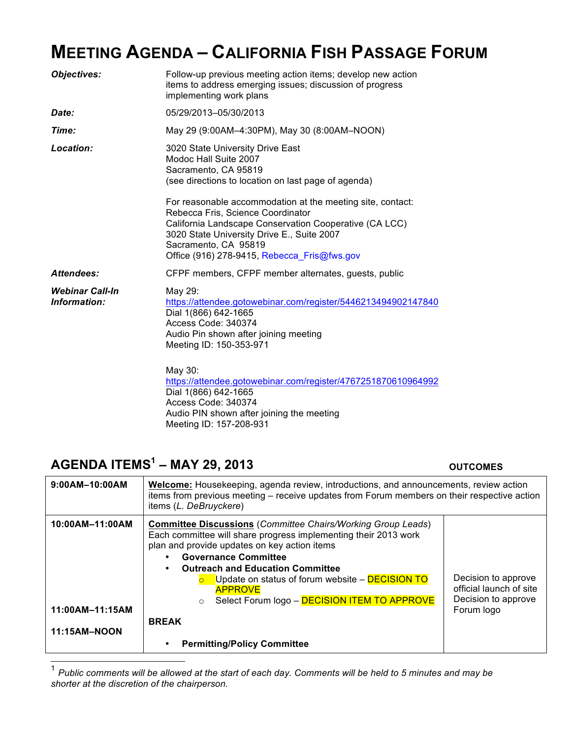# MEETING AGENDA – CALIFORNIA FISH PASSAGE FORUM

| | |
|---|---|
| ***Objectives:*** | Follow-up previous meeting action items; develop new action items to address emerging issues; discussion of progress implementing work plans |
| ***Date:*** | 05/29/2013–05/30/2013 |
| ***Time:*** | May 29 (9:00AM–4:30PM), May 30 (8:00AM–NOON) |
| ***Location:*** | 3020 State University Drive East<br>Modoc Hall Suite 2007<br>Sacramento, CA 95819<br>(see directions to location on last page of agenda)<br><br>For reasonable accommodation at the meeting site, contact:<br>Rebecca Fris, Science Coordinator<br>California Landscape Conservation Cooperative (CA LCC)<br>3020 State University Drive E., Suite 2007<br>Sacramento, CA 95819<br>Office (916) 278-9415, Rebecca_Fris@fws.gov |
| ***Attendees:*** | CFPF members, CFPF member alternates, guests, public |
| ***Webinar Call-In Information:*** | May 29:<br>https://attendee.gotowebinar.com/register/5446213494902147840<br>Dial 1(866) 642-1665<br>Access Code: 340374<br>Audio Pin shown after joining meeting<br>Meeting ID: 150-353-971<br><br>May 30:<br>https://attendee.gotowebinar.com/register/4767251870610964992<br>Dial 1(866) 642-1665<br>Access Code: 340374<br>Audio PIN shown after joining the meeting<br>Meeting ID: 157-208-931 |

## AGENDA ITEMS[1] – MAY 29, 2013

| | | **OUTCOMES** |
|---|---|---|
| **9:00AM–10:00AM** | **Welcome:** Housekeeping, agenda review, introductions, and announcements, review action items from previous meeting – receive updates from Forum members on their respective action items (*L. DeBruyckere*) | |
| **10:00AM–11:00AM** | **Committee Discussions** (*Committee Chairs/Working Group Leads*) Each committee will share progress implementing their 2013 work plan and provide updates on key action items<br>• **Governance Committee**<br>• **Outreach and Education Committee**<br>○ Update on status of forum website – DECISION TO APPROVE<br>○ Select Forum logo – DECISION ITEM TO APPROVE | Decision to approve official launch of site<br>Decision to approve Forum logo |
| **11:00AM–11:15AM** | **BREAK** | |
| **11:15AM–NOON** | • **Permitting/Policy Committee** | |

[1] *Public comments will be allowed at the start of each day. Comments will be held to 5 minutes and may be shorter at the discretion of the chairperson.*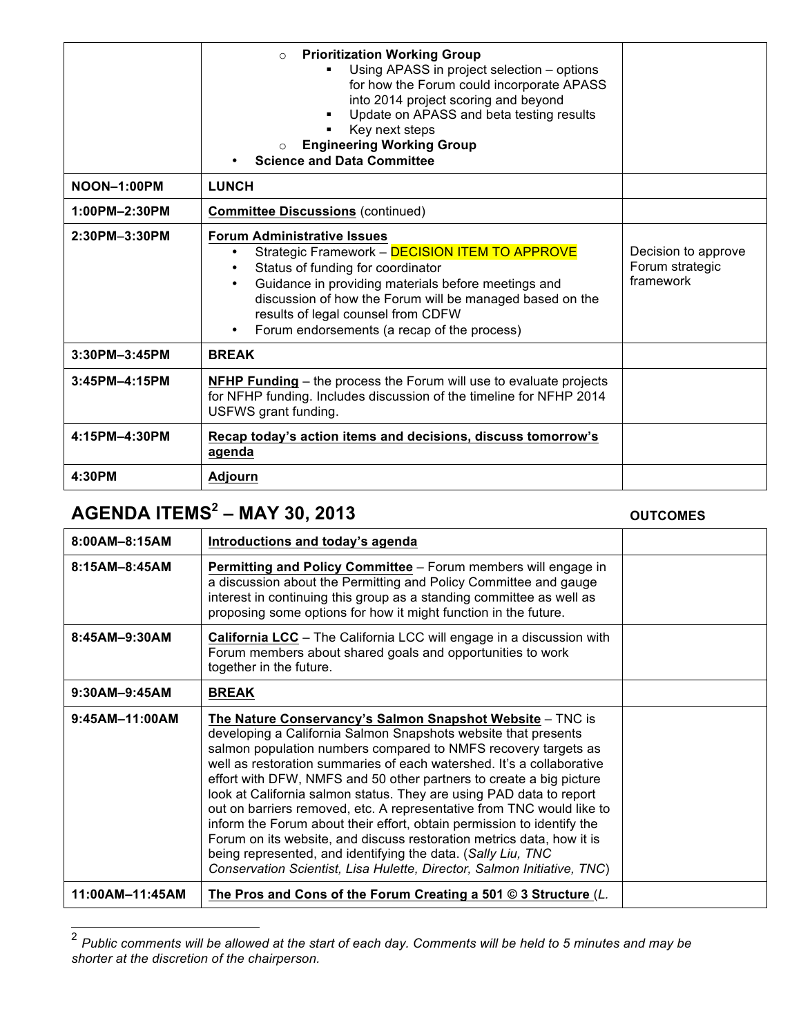| | | |
|---|---|---|
| | ○ **Prioritization Working Group**<br>▪ Using APASS in project selection – options for how the Forum could incorporate APASS into 2014 project scoring and beyond<br>▪ Update on APASS and beta testing results<br>▪ Key next steps<br>○ **Engineering Working Group**<br>• **Science and Data Committee** | |
| **NOON–1:00PM** | **LUNCH** | |
| **1:00PM–2:30PM** | **Committee Discussions** (continued) | |
| **2:30PM–3:30PM** | **Forum Administrative Issues**<br>• Strategic Framework – DECISION ITEM TO APPROVE<br>• Status of funding for coordinator<br>• Guidance in providing materials before meetings and discussion of how the Forum will be managed based on the results of legal counsel from CDFW<br>• Forum endorsements (a recap of the process) | Decision to approve Forum strategic framework |
| **3:30PM–3:45PM** | **BREAK** | |
| **3:45PM–4:15PM** | **NFHP Funding** – the process the Forum will use to evaluate projects for NFHP funding. Includes discussion of the timeline for NFHP 2014 USFWS grant funding. | |
| **4:15PM–4:30PM** | **Recap today's action items and decisions, discuss tomorrow's agenda** | |
| **4:30PM** | **Adjourn** | |

## AGENDA ITEMS[2] – MAY 30, 2013

| | | **OUTCOMES** |
|---|---|---|
| **8:00AM–8:15AM** | **Introductions and today's agenda** | |
| **8:15AM–8:45AM** | **Permitting and Policy Committee** – Forum members will engage in a discussion about the Permitting and Policy Committee and gauge interest in continuing this group as a standing committee as well as proposing some options for how it might function in the future. | |
| **8:45AM–9:30AM** | **California LCC** – The California LCC will engage in a discussion with Forum members about shared goals and opportunities to work together in the future. | |
| **9:30AM–9:45AM** | **BREAK** | |
| **9:45AM–11:00AM** | **The Nature Conservancy's Salmon Snapshot Website** – TNC is developing a California Salmon Snapshots website that presents salmon population numbers compared to NMFS recovery targets as well as restoration summaries of each watershed. It's a collaborative effort with DFW, NMFS and 50 other partners to create a big picture look at California salmon status. They are using PAD data to report out on barriers removed, etc. A representative from TNC would like to inform the Forum about their effort, obtain permission to identify the Forum on its website, and discuss restoration metrics data, how it is being represented, and identifying the data. (*Sally Liu, TNC Conservation Scientist, Lisa Hulette, Director, Salmon Initiative, TNC*) | |
| **11:00AM–11:45AM** | **The Pros and Cons of the Forum Creating a 501 © 3 Structure** (*L.* | |

[2] *Public comments will be allowed at the start of each day. Comments will be held to 5 minutes and may be shorter at the discretion of the chairperson.*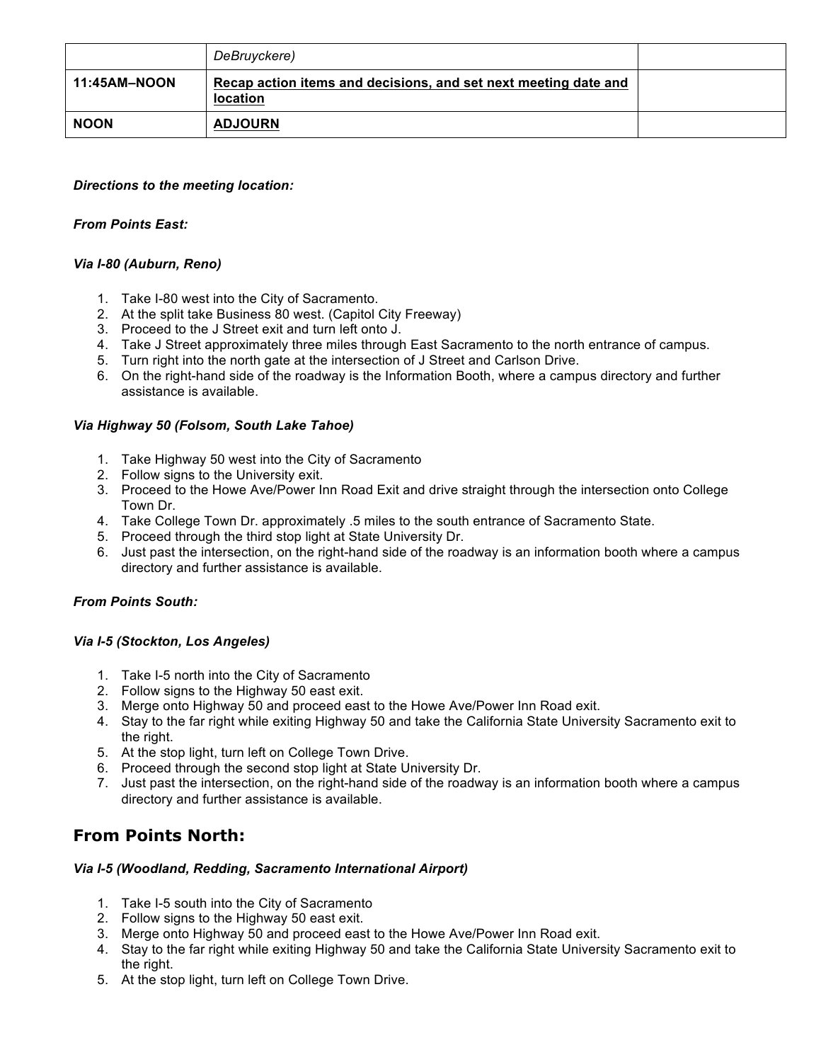| | DeBruyckere) | |
|---|---|---|
| **11:45AM–NOON** | **Recap action items and decisions, and set next meeting date and location** | |
| **NOON** | **ADJOURN** | |

***Directions to the meeting location:***

***From Points East:***

***Via I-80 (Auburn, Reno)***

1. Take I-80 west into the City of Sacramento.
2. At the split take Business 80 west. (Capitol City Freeway)
3. Proceed to the J Street exit and turn left onto J.
4. Take J Street approximately three miles through East Sacramento to the north entrance of campus.
5. Turn right into the north gate at the intersection of J Street and Carlson Drive.
6. On the right-hand side of the roadway is the Information Booth, where a campus directory and further assistance is available.

***Via Highway 50 (Folsom, South Lake Tahoe)***

1. Take Highway 50 west into the City of Sacramento
2. Follow signs to the University exit.
3. Proceed to the Howe Ave/Power Inn Road Exit and drive straight through the intersection onto College Town Dr.
4. Take College Town Dr. approximately .5 miles to the south entrance of Sacramento State.
5. Proceed through the third stop light at State University Dr.
6. Just past the intersection, on the right-hand side of the roadway is an information booth where a campus directory and further assistance is available.

***From Points South:***

***Via I-5 (Stockton, Los Angeles)***

1. Take I-5 north into the City of Sacramento
2. Follow signs to the Highway 50 east exit.
3. Merge onto Highway 50 and proceed east to the Howe Ave/Power Inn Road exit.
4. Stay to the far right while exiting Highway 50 and take the California State University Sacramento exit to the right.
5. At the stop light, turn left on College Town Drive.
6. Proceed through the second stop light at State University Dr.
7. Just past the intersection, on the right-hand side of the roadway is an information booth where a campus directory and further assistance is available.

## From Points North:

***Via I-5 (Woodland, Redding, Sacramento International Airport)***

1. Take I-5 south into the City of Sacramento
2. Follow signs to the Highway 50 east exit.
3. Merge onto Highway 50 and proceed east to the Howe Ave/Power Inn Road exit.
4. Stay to the far right while exiting Highway 50 and take the California State University Sacramento exit to the right.
5. At the stop light, turn left on College Town Drive.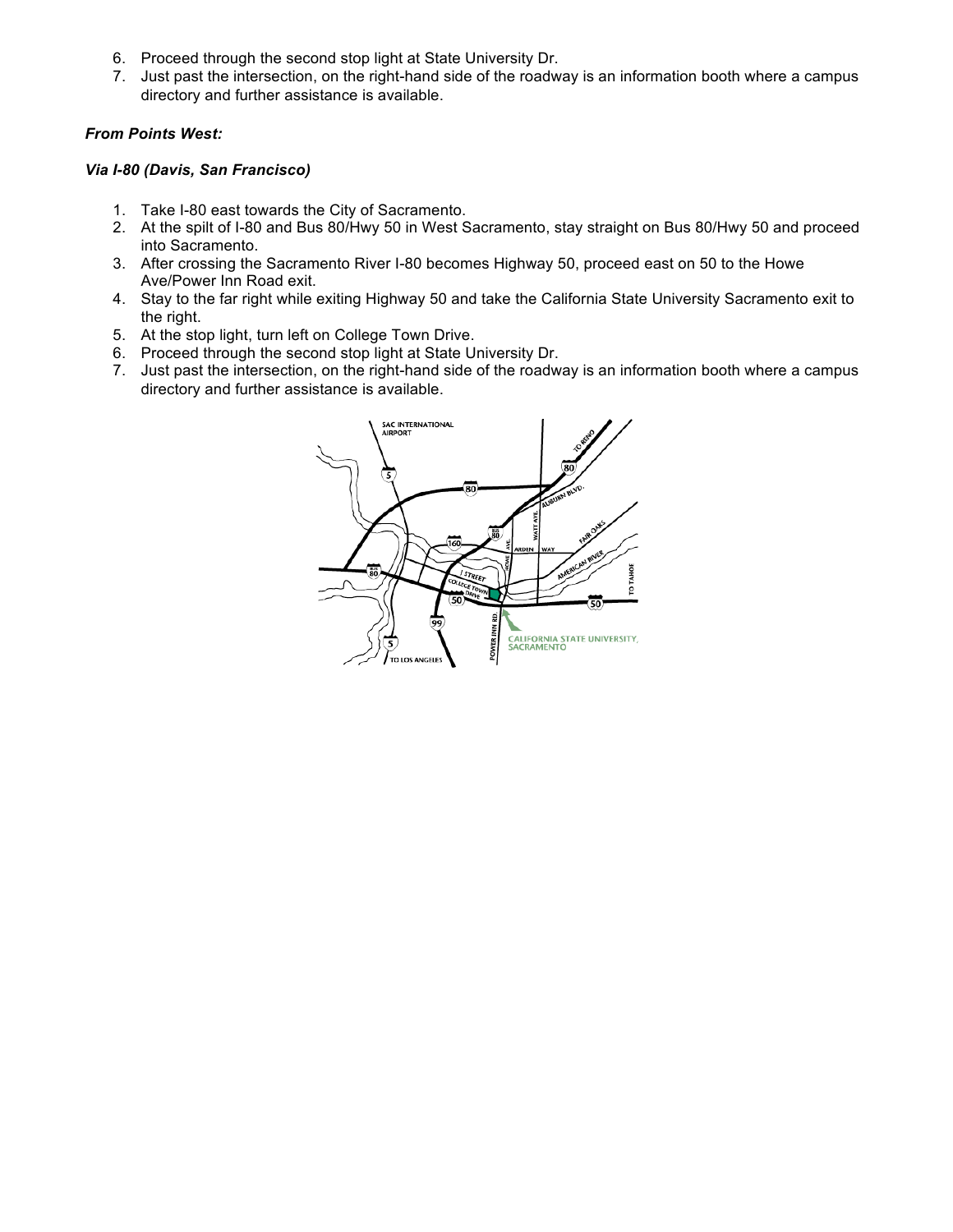6. Proceed through the second stop light at State University Dr.
7. Just past the intersection, on the right-hand side of the roadway is an information booth where a campus directory and further assistance is available.

***From Points West:***

***Via I-80 (Davis, San Francisco)***

1. Take I-80 east towards the City of Sacramento.
2. At the spilt of I-80 and Bus 80/Hwy 50 in West Sacramento, stay straight on Bus 80/Hwy 50 and proceed into Sacramento.
3. After crossing the Sacramento River I-80 becomes Highway 50, proceed east on 50 to the Howe Ave/Power Inn Road exit.
4. Stay to the far right while exiting Highway 50 and take the California State University Sacramento exit to the right.
5. At the stop light, turn left on College Town Drive.
6. Proceed through the second stop light at State University Dr.
7. Just past the intersection, on the right-hand side of the roadway is an information booth where a campus directory and further assistance is available.

SAC INTERNATIONAL AIRPORT
TO RENO
80
5
AUBURN BLVD.
BUS 80
160
HOWE AVE.
WATT AVE.
ARDEN WAY
FAIR OAKS
AMERICAN RIVER
I STREET
COLLEGE TOWN DRIVE
50
99
POWER INN RD.
TO TAHOE
TO LOS ANGELES
CALIFORNIA STATE UNIVERSITY, SACRAMENTO